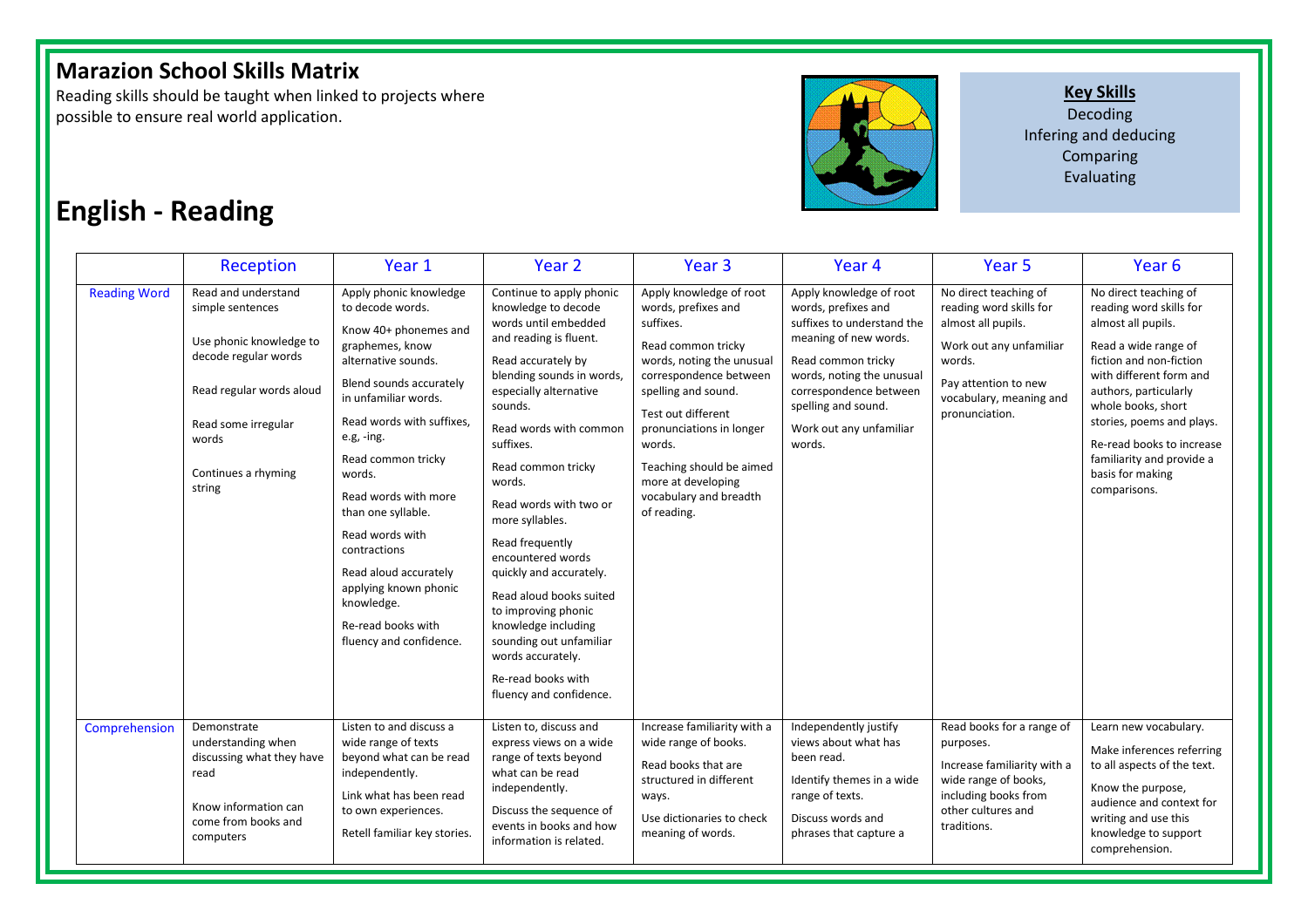# Marazion School Skills Matrix

Reading skills should be taught when linked to projects where possible to ensure real world application.

**Key Skills**
Decoding
Infering and deducing
Comparing
Evaluating

# English - Reading

| | Reception | Year 1 | Year 2 | Year 3 | Year 4 | Year 5 | Year 6 |
|---|---|---|---|---|---|---|---|
| Reading Word | Read and understand simple sentences<br><br>Use phonic knowledge to decode regular words<br><br>Read regular words aloud<br><br>Read some irregular words<br><br>Continues a rhyming string | Apply phonic knowledge to decode words.<br><br>Know 40+ phonemes and graphemes, know alternative sounds.<br><br>Blend sounds accurately in unfamiliar words.<br><br>Read words with suffixes, e.g, -ing.<br><br>Read common tricky words.<br><br>Read words with more than one syllable.<br><br>Read words with contractions<br><br>Read aloud accurately applying known phonic knowledge.<br><br>Re-read books with fluency and confidence. | Continue to apply phonic knowledge to decode words until embedded and reading is fluent.<br><br>Read accurately by blending sounds in words, especially alternative sounds.<br><br>Read words with common suffixes.<br><br>Read common tricky words.<br><br>Read words with two or more syllables.<br><br>Read frequently encountered words quickly and accurately.<br><br>Read aloud books suited to improving phonic knowledge including sounding out unfamiliar words accurately.<br><br>Re-read books with fluency and confidence. | Apply knowledge of root words, prefixes and suffixes.<br><br>Read common tricky words, noting the unusual correspondence between spelling and sound.<br><br>Test out different pronunciations in longer words.<br><br>Teaching should be aimed more at developing vocabulary and breadth of reading. | Apply knowledge of root words, prefixes and suffixes to understand the meaning of new words.<br><br>Read common tricky words, noting the unusual correspondence between spelling and sound.<br><br>Work out any unfamiliar words. | No direct teaching of reading word skills for almost all pupils.<br><br>Work out any unfamiliar words.<br><br>Pay attention to new vocabulary, meaning and pronunciation. | No direct teaching of reading word skills for almost all pupils.<br><br>Read a wide range of fiction and non-fiction with different form and authors, particularly whole books, short stories, poems and plays.<br><br>Re-read books to increase familiarity and provide a basis for making comparisons. |
| Comprehension | Demonstrate understanding when discussing what they have read<br><br>Know information can come from books and computers | Listen to and discuss a wide range of texts beyond what can be read independently.<br><br>Link what has been read to own experiences.<br><br>Retell familiar key stories. | Listen to, discuss and express views on a wide range of texts beyond what can be read independently.<br><br>Discuss the sequence of events in books and how information is related. | Increase familiarity with a wide range of books.<br><br>Read books that are structured in different ways.<br><br>Use dictionaries to check meaning of words. | Independently justify views about what has been read.<br><br>Identify themes in a wide range of texts.<br><br>Discuss words and phrases that capture a | Read books for a range of purposes.<br><br>Increase familiarity with a wide range of books, including books from other cultures and traditions. | Learn new vocabulary.<br><br>Make inferences referring to all aspects of the text.<br><br>Know the purpose, audience and context for writing and use this knowledge to support comprehension. |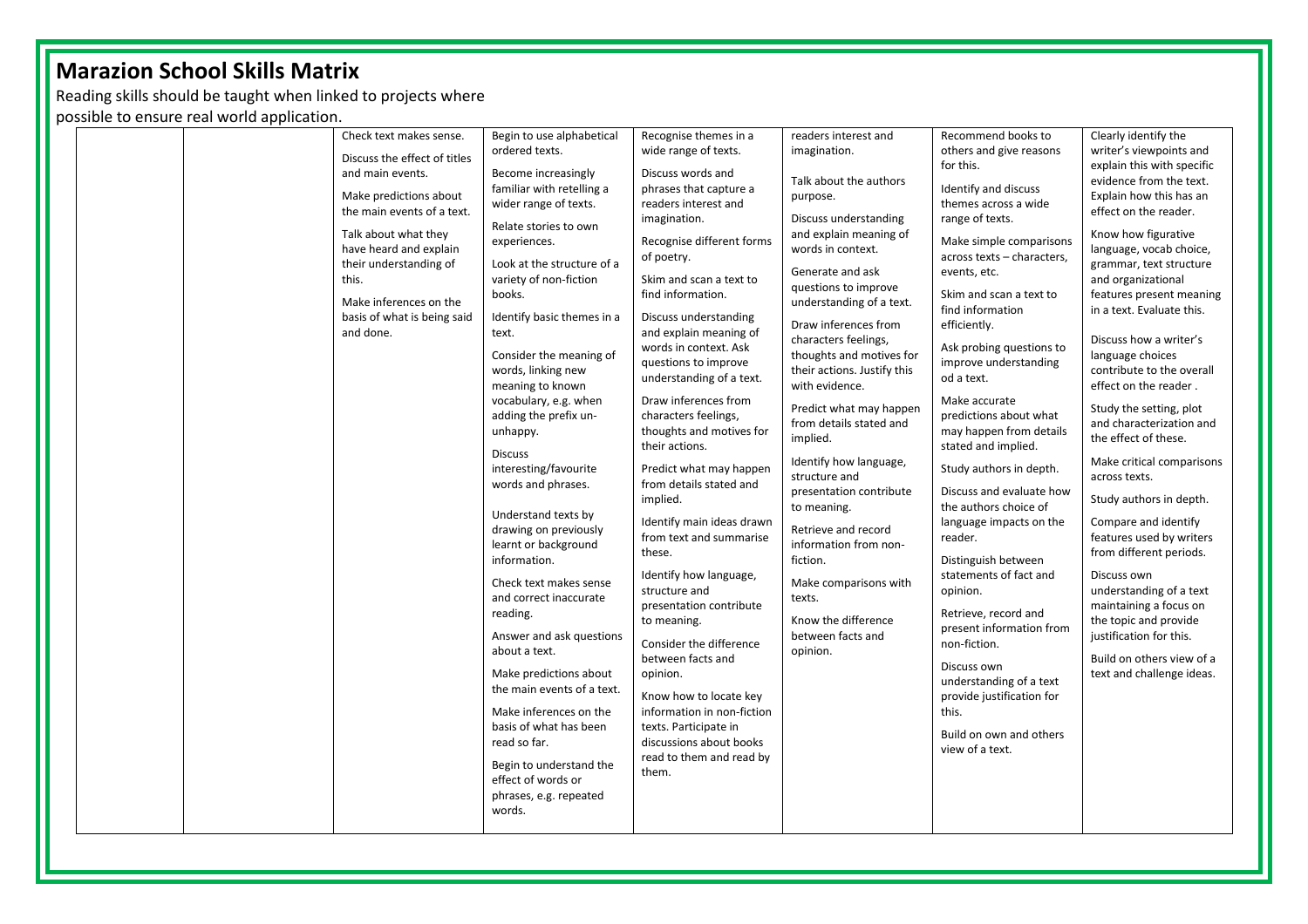# Marazion School Skills Matrix

Reading skills should be taught when linked to projects where possible to ensure real world application.

| | | | | | | | |
|---|---|---|---|---|---|---|---|
| | | Check text makes sense.<br><br>Discuss the effect of titles and main events.<br><br>Make predictions about the main events of a text.<br><br>Talk about what they have heard and explain their understanding of this.<br><br>Make inferences on the basis of what is being said and done. | Begin to use alphabetical ordered texts.<br><br>Become increasingly familiar with retelling a wider range of texts.<br><br>Relate stories to own experiences.<br><br>Look at the structure of a variety of non-fiction books.<br><br>Identify basic themes in a text.<br><br>Consider the meaning of words, linking new meaning to known vocabulary, e.g. when adding the prefix un- unhappy.<br><br>Discuss interesting/favourite words and phrases.<br><br>Understand texts by drawing on previously learnt or background information.<br><br>Check text makes sense and correct inaccurate reading.<br><br>Answer and ask questions about a text.<br><br>Make predictions about the main events of a text.<br><br>Make inferences on the basis of what has been read so far.<br><br>Begin to understand the effect of words or phrases, e.g. repeated words. | Recognise themes in a wide range of texts.<br><br>Discuss words and phrases that capture a readers interest and imagination.<br><br>Recognise different forms of poetry.<br><br>Skim and scan a text to find information.<br><br>Discuss understanding and explain meaning of words in context. Ask questions to improve understanding of a text.<br><br>Draw inferences from characters feelings, thoughts and motives for their actions.<br><br>Predict what may happen from details stated and implied.<br><br>Identify main ideas drawn from text and summarise these.<br><br>Identify how language, structure and presentation contribute to meaning.<br><br>Consider the difference between facts and opinion.<br><br>Know how to locate key information in non-fiction texts. Participate in discussions about books read to them and read by them. | readers interest and imagination.<br><br>Talk about the authors purpose.<br><br>Discuss understanding and explain meaning of words in context.<br><br>Generate and ask questions to improve understanding of a text.<br><br>Draw inferences from characters feelings, thoughts and motives for their actions. Justify this with evidence.<br><br>Predict what may happen from details stated and implied.<br><br>Identify how language, structure and presentation contribute to meaning.<br><br>Retrieve and record information from non-fiction.<br><br>Make comparisons with texts.<br><br>Know the difference between facts and opinion. | Recommend books to others and give reasons for this.<br><br>Identify and discuss themes across a wide range of texts.<br><br>Make simple comparisons across texts – characters, events, etc.<br><br>Skim and scan a text to find information efficiently.<br><br>Ask probing questions to improve understanding od a text.<br><br>Make accurate predictions about what may happen from details stated and implied.<br><br>Study authors in depth.<br><br>Discuss and evaluate how the authors choice of language impacts on the reader.<br><br>Distinguish between statements of fact and opinion.<br><br>Retrieve, record and present information from non-fiction.<br><br>Discuss own understanding of a text provide justification for this.<br><br>Build on own and others view of a text. | Clearly identify the writer's viewpoints and explain this with specific evidence from the text. Explain how this has an effect on the reader.<br><br>Know how figurative language, vocab choice, grammar, text structure and organizational features present meaning in a text. Evaluate this.<br><br>Discuss how a writer's language choices contribute to the overall effect on the reader .<br><br>Study the setting, plot and characterization and the effect of these.<br><br>Make critical comparisons across texts.<br><br>Study authors in depth.<br><br>Compare and identify features used by writers from different periods.<br><br>Discuss own understanding of a text maintaining a focus on the topic and provide justification for this.<br><br>Build on others view of a text and challenge ideas. |